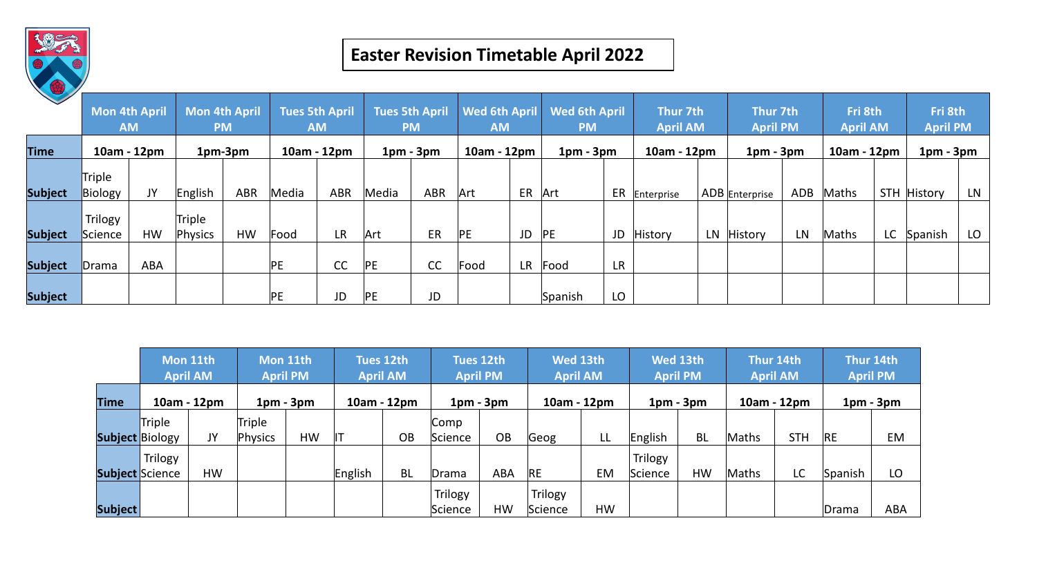# Easter Revision Timetable April 2022

| | Mon 4th April AM | | Mon 4th April PM | | Tues 5th April AM | | Tues 5th April PM | | Wed 6th April AM | | Wed 6th April PM | | Thur 7th April AM | | Thur 7th April PM | | Fri 8th April AM | | Fri 8th April PM | |
|---|---|---|---|---|---|---|---|---|---|---|---|---|---|---|---|---|---|---|---|---|
| **Time** | 10am - 12pm | | 1pm-3pm | | 10am - 12pm | | 1pm - 3pm | | 10am - 12pm | | 1pm - 3pm | | 10am - 12pm | | 1pm - 3pm | | 10am - 12pm | | 1pm - 3pm | |
| **Subject** | Triple Biology | JY | English | ABR | Media | ABR | Media | ABR | Art | ER | Art | ER | Enterprise | ADB | Enterprise | ADB | Maths | STH | History | LN |
| **Subject** | Trilogy Science | HW | Triple Physics | HW | Food | LR | Art | ER | PE | JD | PE | JD | History | LN | History | LN | Maths | LC | Spanish | LO |
| **Subject** | Drama | ABA | | | PE | CC | PE | CC | Food | LR | Food | LR | | | | | | | | |
| **Subject** | | | | | PE | JD | PE | JD | | | Spanish | LO | | | | | | | | |

| | Mon 11th April AM | | Mon 11th April PM | | Tues 12th April AM | | Tues 12th April PM | | Wed 13th April AM | | Wed 13th April PM | | Thur 14th April AM | | Thur 14th April PM | |
|---|---|---|---|---|---|---|---|---|---|---|---|---|---|---|---|---|
| **Time** | 10am - 12pm | | 1pm - 3pm | | 10am - 12pm | | 1pm - 3pm | | 10am - 12pm | | 1pm - 3pm | | 10am - 12pm | | 1pm - 3pm | |
| **Subject** | Triple Biology | JY | Triple Physics | HW | IT | OB | Comp Science | OB | Geog | LL | English | BL | Maths | STH | RE | EM |
| **Subject** | Trilogy Science | HW | | | English | BL | Drama | ABA | RE | EM | Trilogy Science | HW | Maths | LC | Spanish | LO |
| **Subject** | | | | | | | Trilogy Science | HW | Trilogy Science | HW | | | | | Drama | ABA |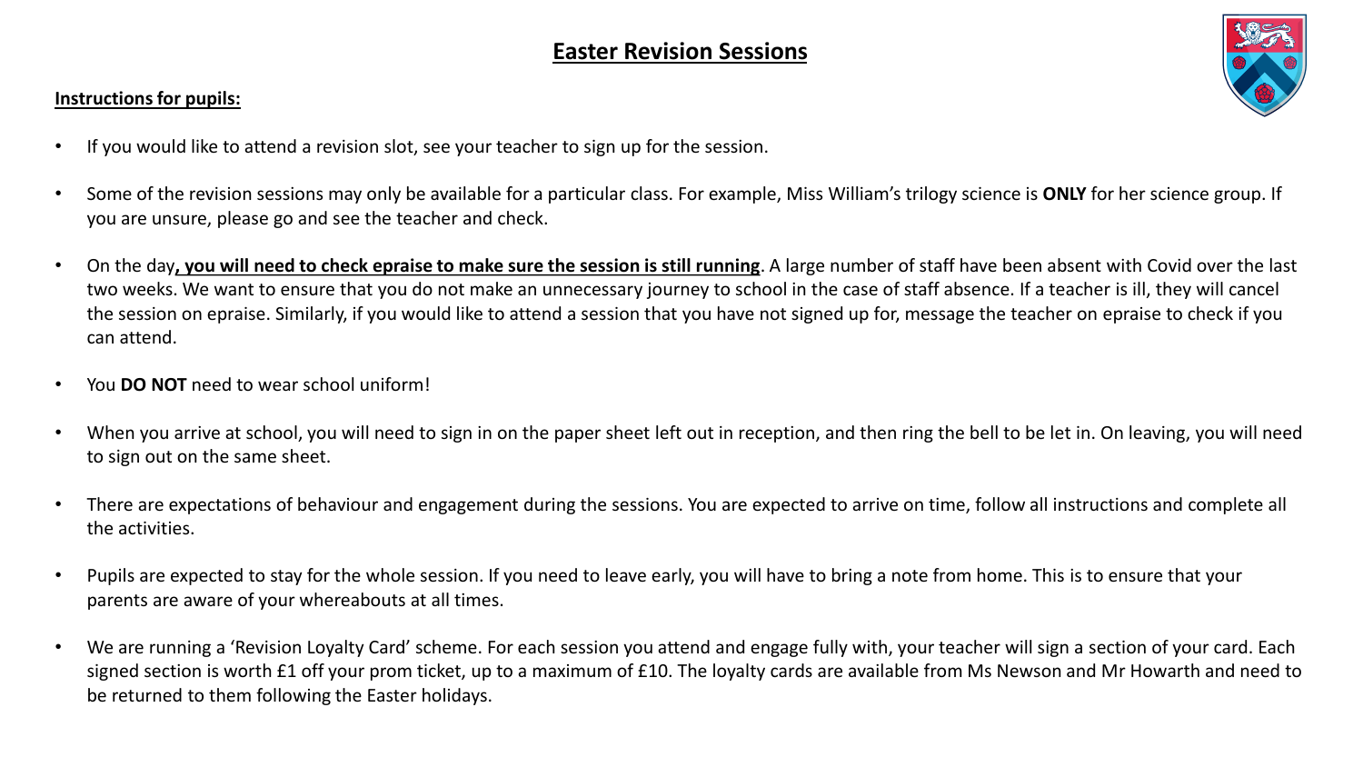# Easter Revision Sessions

**Instructions for pupils:**

- If you would like to attend a revision slot, see your teacher to sign up for the session.
- Some of the revision sessions may only be available for a particular class. For example, Miss William's trilogy science is **ONLY** for her science group. If you are unsure, please go and see the teacher and check.
- On the day**, you will need to check epraise to make sure the session is still running**. A large number of staff have been absent with Covid over the last two weeks. We want to ensure that you do not make an unnecessary journey to school in the case of staff absence. If a teacher is ill, they will cancel the session on epraise. Similarly, if you would like to attend a session that you have not signed up for, message the teacher on epraise to check if you can attend.
- You **DO NOT** need to wear school uniform!
- When you arrive at school, you will need to sign in on the paper sheet left out in reception, and then ring the bell to be let in. On leaving, you will need to sign out on the same sheet.
- There are expectations of behaviour and engagement during the sessions. You are expected to arrive on time, follow all instructions and complete all the activities.
- Pupils are expected to stay for the whole session. If you need to leave early, you will have to bring a note from home. This is to ensure that your parents are aware of your whereabouts at all times.
- We are running a 'Revision Loyalty Card' scheme. For each session you attend and engage fully with, your teacher will sign a section of your card. Each signed section is worth £1 off your prom ticket, up to a maximum of £10. The loyalty cards are available from Ms Newson and Mr Howarth and need to be returned to them following the Easter holidays.